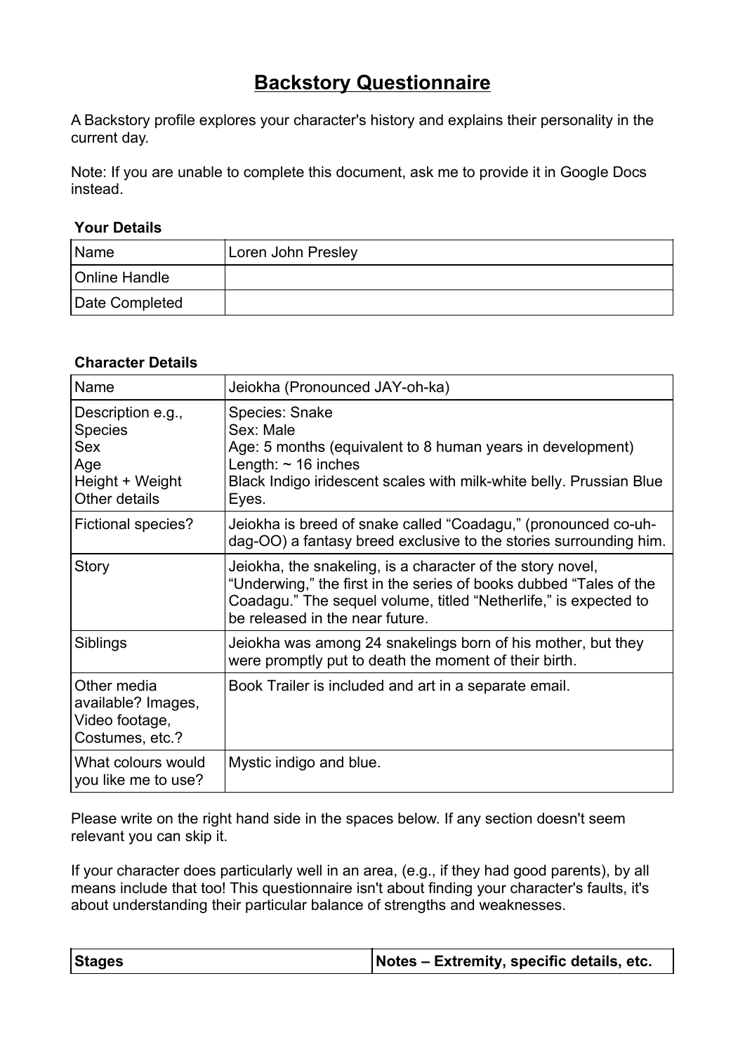# Backstory Questionnaire

A Backstory profile explores your character's history and explains their personality in the current day.

Note: If you are unable to complete this document, ask me to provide it in Google Docs instead.

### Your Details

| Name | Loren John Presley |
|---|---|
| Online Handle | |
| Date Completed | |

### Character Details

| Name | Jeiokha (Pronounced JAY-oh-ka) |
|---|---|
| Description e.g., Species Sex Age Height + Weight Other details | Species: Snake<br>Sex: Male<br>Age: 5 months (equivalent to 8 human years in development)<br>Length: ~ 16 inches<br>Black Indigo iridescent scales with milk-white belly. Prussian Blue Eyes. |
| Fictional species? | Jeiokha is breed of snake called "Coadagu," (pronounced co-uh-dag-OO) a fantasy breed exclusive to the stories surrounding him. |
| Story | Jeiokha, the snakeling, is a character of the story novel, "Underwing," the first in the series of books dubbed "Tales of the Coadagu." The sequel volume, titled "Netherlife," is expected to be released in the near future. |
| Siblings | Jeiokha was among 24 snakelings born of his mother, but they were promptly put to death the moment of their birth. |
| Other media available? Images, Video footage, Costumes, etc.? | Book Trailer is included and art in a separate email. |
| What colours would you like me to use? | Mystic indigo and blue. |

Please write on the right hand side in the spaces below. If any section doesn't seem relevant you can skip it.

If your character does particularly well in an area, (e.g., if they had good parents), by all means include that too! This questionnaire isn't about finding your character's faults, it's about understanding their particular balance of strengths and weaknesses.

| Stages | Notes – Extremity, specific details, etc. |
|---|---|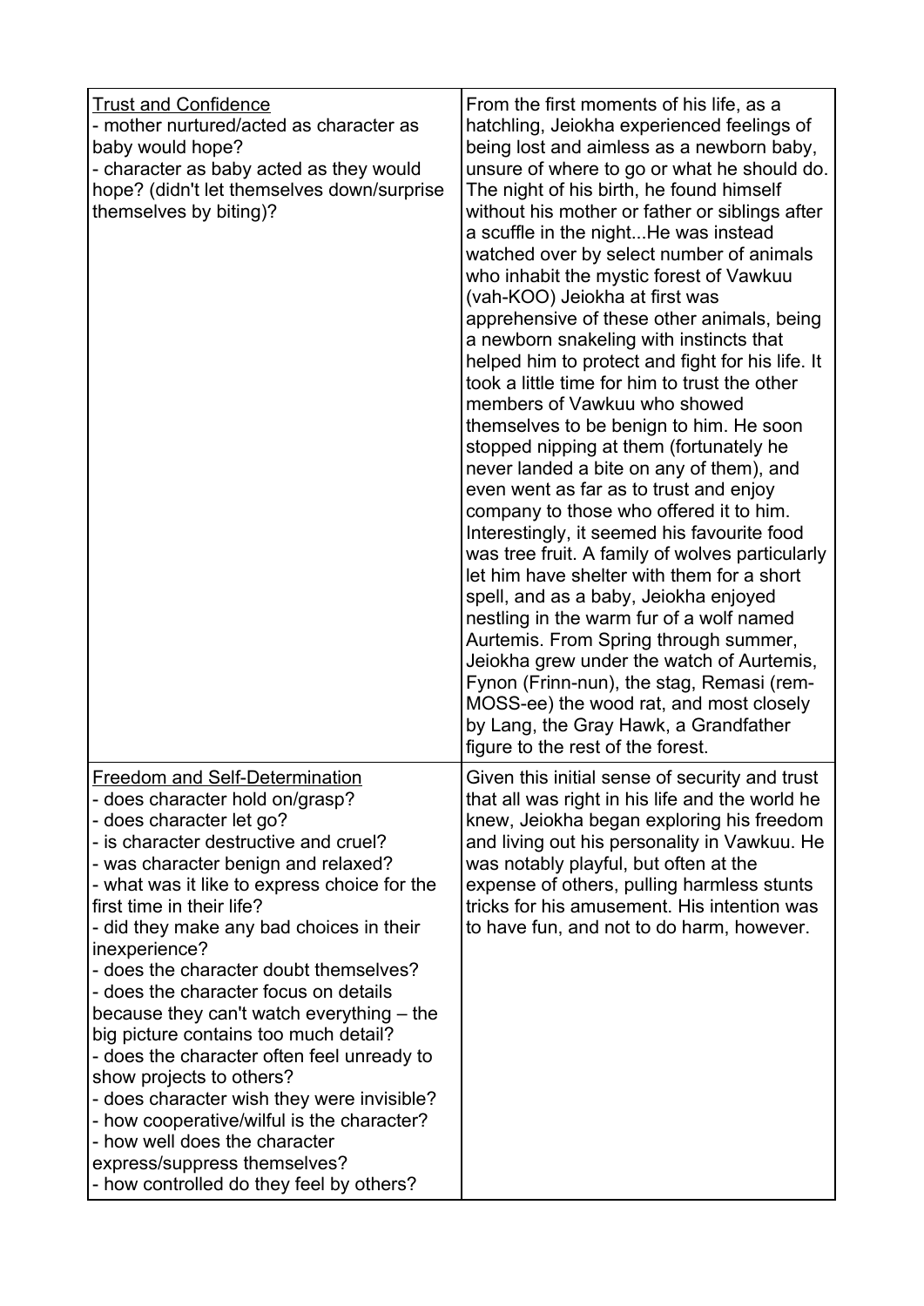| Trust and Confidence<br>- mother nurtured/acted as character as baby would hope?<br>- character as baby acted as they would hope? (didn't let themselves down/surprise themselves by biting)? | From the first moments of his life, as a hatchling, Jeiokha experienced feelings of being lost and aimless as a newborn baby, unsure of where to go or what he should do. The night of his birth, he found himself without his mother or father or siblings after a scuffle in the night...He was instead watched over by select number of animals who inhabit the mystic forest of Vawkuu (vah-KOO) Jeiokha at first was apprehensive of these other animals, being a newborn snakeling with instincts that helped him to protect and fight for his life. It took a little time for him to trust the other members of Vawkuu who showed themselves to be benign to him. He soon stopped nipping at them (fortunately he never landed a bite on any of them), and even went as far as to trust and enjoy company to those who offered it to him. Interestingly, it seemed his favourite food was tree fruit. A family of wolves particularly let him have shelter with them for a short spell, and as a baby, Jeiokha enjoyed nestling in the warm fur of a wolf named Aurtemis. From Spring through summer, Jeiokha grew under the watch of Aurtemis, Fynon (Frinn-nun), the stag, Remasi (rem-MOSS-ee) the wood rat, and most closely by Lang, the Gray Hawk, a Grandfather figure to the rest of the forest. |
| --- | --- |
| Freedom and Self-Determination<br>- does character hold on/grasp?<br>- does character let go?<br>- is character destructive and cruel?<br>- was character benign and relaxed?<br>- what was it like to express choice for the first time in their life?<br>- did they make any bad choices in their inexperience?<br>- does the character doubt themselves?<br>- does the character focus on details because they can't watch everything – the big picture contains too much detail?<br>- does the character often feel unready to show projects to others?<br>- does character wish they were invisible?<br>- how cooperative/wilful is the character?<br>- how well does the character express/suppress themselves?<br>- how controlled do they feel by others? | Given this initial sense of security and trust that all was right in his life and the world he knew, Jeiokha began exploring his freedom and living out his personality in Vawkuu. He was notably playful, but often at the expense of others, pulling harmless stunts tricks for his amusement. His intention was to have fun, and not to do harm, however. |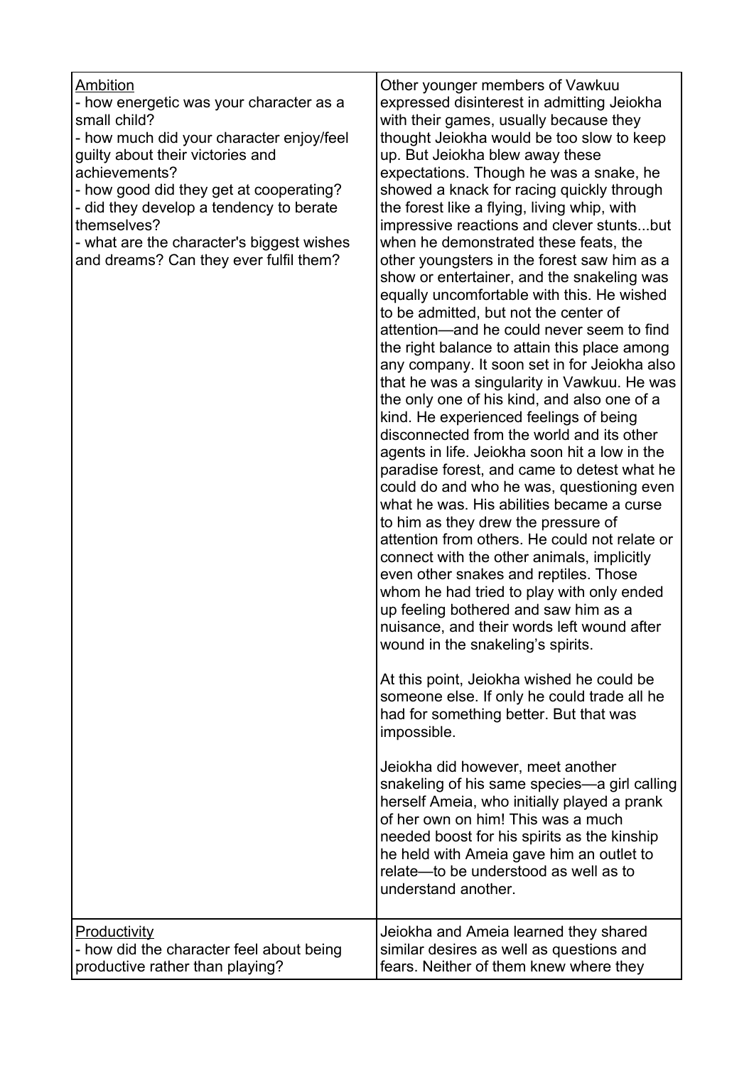| | |
|---|---|
| <u>Ambition</u><br>- how energetic was your character as a small child?<br>- how much did your character enjoy/feel guilty about their victories and achievements?<br>- how good did they get at cooperating?<br>- did they develop a tendency to berate themselves?<br>- what are the character's biggest wishes and dreams? Can they ever fulfil them? | Other younger members of Vawkuu expressed disinterest in admitting Jeiokha with their games, usually because they thought Jeiokha would be too slow to keep up. But Jeiokha blew away these expectations. Though he was a snake, he showed a knack for racing quickly through the forest like a flying, living whip, with impressive reactions and clever stunts...but when he demonstrated these feats, the other youngsters in the forest saw him as a show or entertainer, and the snakeling was equally uncomfortable with this. He wished to be admitted, but not the center of attention—and he could never seem to find the right balance to attain this place among any company. It soon set in for Jeiokha also that he was a singularity in Vawkuu. He was the only one of his kind, and also one of a kind. He experienced feelings of being disconnected from the world and its other agents in life. Jeiokha soon hit a low in the paradise forest, and came to detest what he could do and who he was, questioning even what he was. His abilities became a curse to him as they drew the pressure of attention from others. He could not relate or connect with the other animals, implicitly even other snakes and reptiles. Those whom he had tried to play with only ended up feeling bothered and saw him as a nuisance, and their words left wound after wound in the snakeling's spirits.<br><br>At this point, Jeiokha wished he could be someone else. If only he could trade all he had for something better. But that was impossible.<br><br>Jeiokha did however, meet another snakeling of his same species—a girl calling herself Ameia, who initially played a prank of her own on him! This was a much needed boost for his spirits as the kinship he held with Ameia gave him an outlet to relate—to be understood as well as to understand another. |
| <u>Productivity</u><br>- how did the character feel about being productive rather than playing? | Jeiokha and Ameia learned they shared similar desires as well as questions and fears. Neither of them knew where they |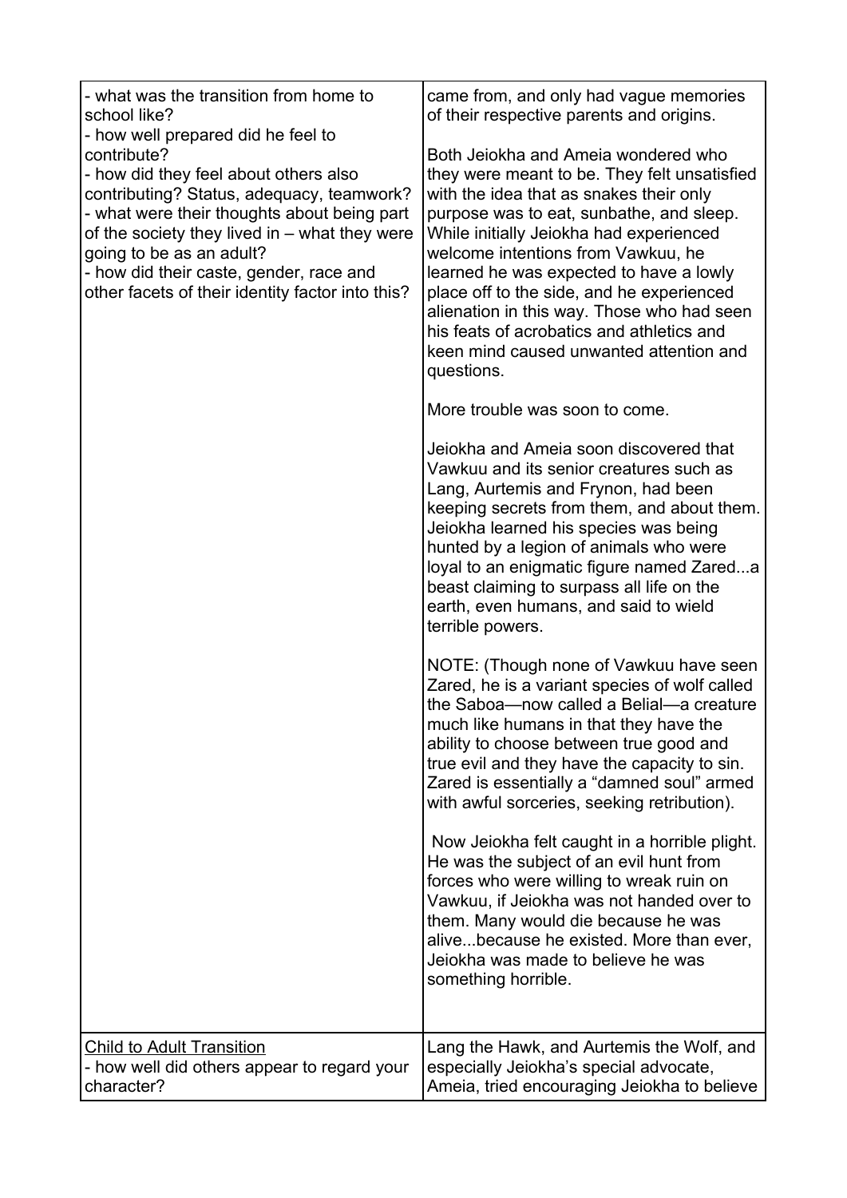| | |
|---|---|
| - what was the transition from home to school like?<br>- how well prepared did he feel to contribute?<br>- how did they feel about others also contributing? Status, adequacy, teamwork?<br>- what were their thoughts about being part of the society they lived in – what they were going to be as an adult?<br>- how did their caste, gender, race and other facets of their identity factor into this? | came from, and only had vague memories of their respective parents and origins.<br><br>Both Jeiokha and Ameia wondered who they were meant to be. They felt unsatisfied with the idea that as snakes their only purpose was to eat, sunbathe, and sleep. While initially Jeiokha had experienced welcome intentions from Vawkuu, he learned he was expected to have a lowly place off to the side, and he experienced alienation in this way. Those who had seen his feats of acrobatics and athletics and keen mind caused unwanted attention and questions.<br><br>More trouble was soon to come.<br><br>Jeiokha and Ameia soon discovered that Vawkuu and its senior creatures such as Lang, Aurtemis and Frynon, had been keeping secrets from them, and about them. Jeiokha learned his species was being hunted by a legion of animals who were loyal to an enigmatic figure named Zared...a beast claiming to surpass all life on the earth, even humans, and said to wield terrible powers.<br><br>NOTE: (Though none of Vawkuu have seen Zared, he is a variant species of wolf called the Saboa—now called a Belial—a creature much like humans in that they have the ability to choose between true good and true evil and they have the capacity to sin. Zared is essentially a "damned soul" armed with awful sorceries, seeking retribution).<br><br>Now Jeiokha felt caught in a horrible plight. He was the subject of an evil hunt from forces who were willing to wreak ruin on Vawkuu, if Jeiokha was not handed over to them. Many would die because he was alive...because he existed. More than ever, Jeiokha was made to believe he was something horrible. |
| <u>Child to Adult Transition</u><br>- how well did others appear to regard your character? | Lang the Hawk, and Aurtemis the Wolf, and especially Jeiokha's special advocate, Ameia, tried encouraging Jeiokha to believe |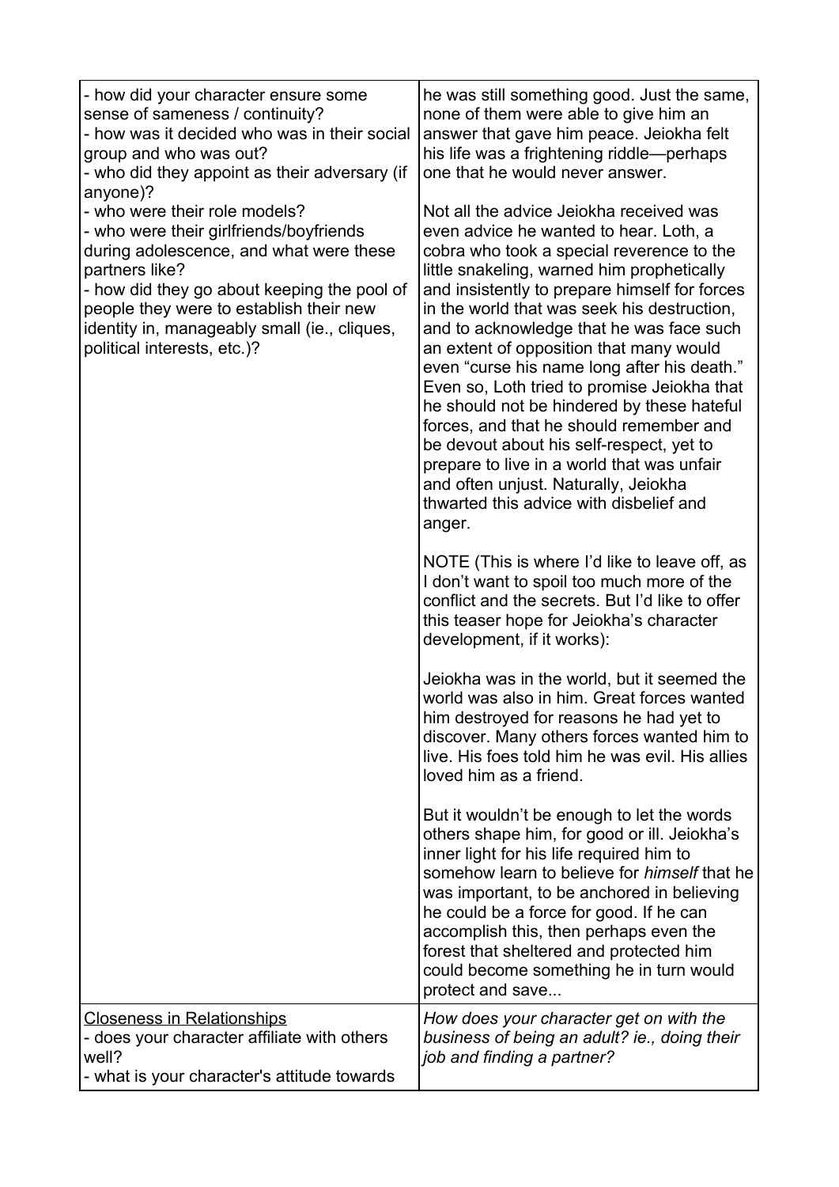| | |
|---|---|
| - how did your character ensure some sense of sameness / continuity?<br>- how was it decided who was in their social group and who was out?<br>- who did they appoint as their adversary (if anyone)?<br>- who were their role models?<br>- who were their girlfriends/boyfriends during adolescence, and what were these partners like?<br>- how did they go about keeping the pool of people they were to establish their new identity in, manageably small (ie., cliques, political interests, etc.)? | he was still something good. Just the same, none of them were able to give him an answer that gave him peace. Jeiokha felt his life was a frightening riddle—perhaps one that he would never answer.<br><br>Not all the advice Jeiokha received was even advice he wanted to hear. Loth, a cobra who took a special reverence to the little snakeling, warned him prophetically and insistently to prepare himself for forces in the world that was seek his destruction, and to acknowledge that he was face such an extent of opposition that many would even "curse his name long after his death." Even so, Loth tried to promise Jeiokha that he should not be hindered by these hateful forces, and that he should remember and be devout about his self-respect, yet to prepare to live in a world that was unfair and often unjust. Naturally, Jeiokha thwarted this advice with disbelief and anger.<br><br>NOTE (This is where I'd like to leave off, as I don't want to spoil too much more of the conflict and the secrets. But I'd like to offer this teaser hope for Jeiokha's character development, if it works):<br><br>Jeiokha was in the world, but it seemed the world was also in him. Great forces wanted him destroyed for reasons he had yet to discover. Many others forces wanted him to live. His foes told him he was evil. His allies loved him as a friend.<br><br>But it wouldn't be enough to let the words others shape him, for good or ill. Jeiokha's inner light for his life required him to somehow learn to believe for *himself* that he was important, to be anchored in believing he could be a force for good. If he can accomplish this, then perhaps even the forest that sheltered and protected him could become something he in turn would protect and save... |
| <u>Closeness in Relationships</u><br>- does your character affiliate with others well?<br>- what is your character's attitude towards | *How does your character get on with the business of being an adult? ie., doing their job and finding a partner?* |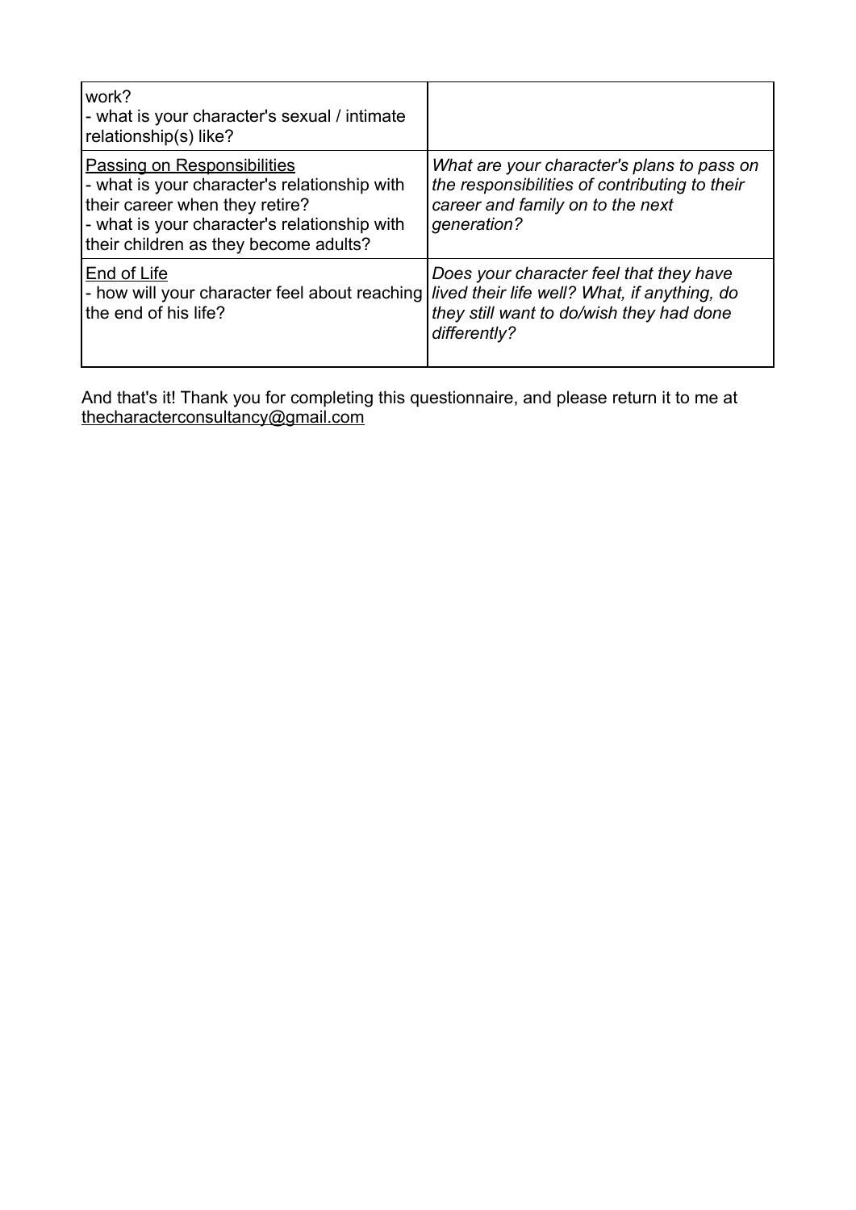| | |
|---|---|
| work?<br>- what is your character's sexual / intimate relationship(s) like? | |
| <u>Passing on Responsibilities</u><br>- what is your character's relationship with their career when they retire?<br>- what is your character's relationship with their children as they become adults? | *What are your character's plans to pass on the responsibilities of contributing to their career and family on to the next generation?* |
| <u>End of Life</u><br>- how will your character feel about reaching the end of his life? | *Does your character feel that they have lived their life well? What, if anything, do they still want to do/wish they had done differently?* |

And that's it! Thank you for completing this questionnaire, and please return it to me at thecharacterconsultancy@gmail.com